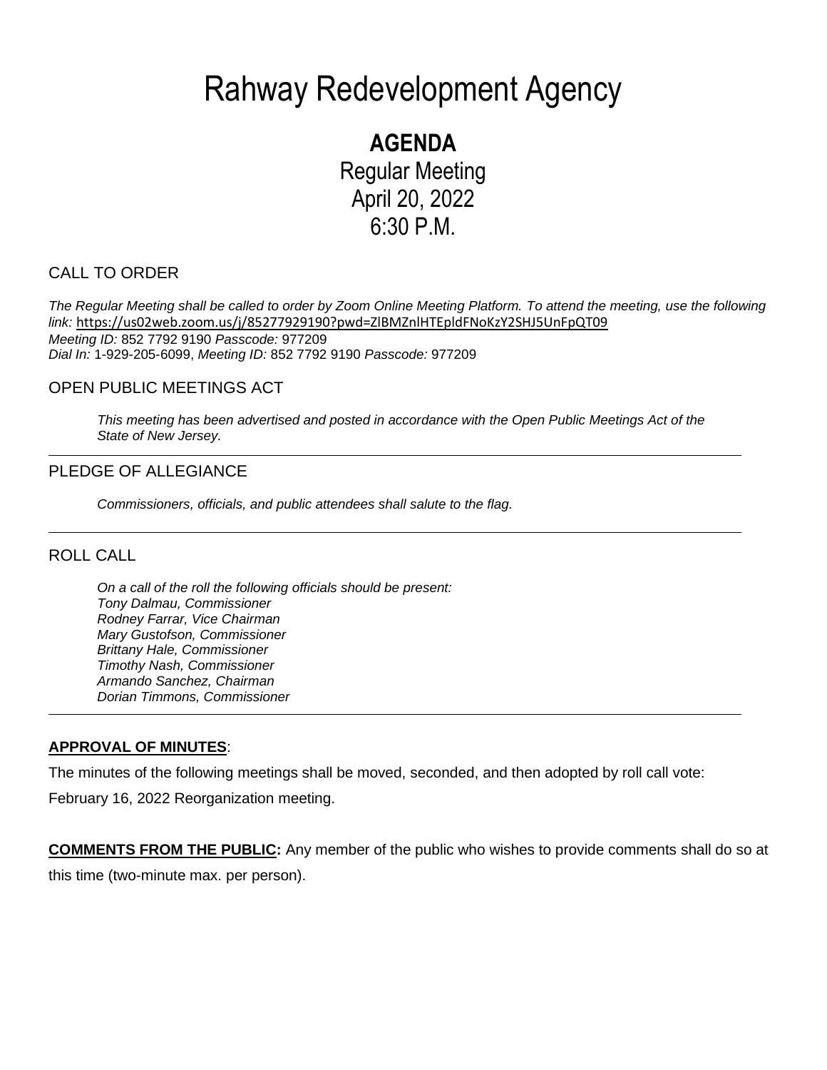# Rahway Redevelopment Agency

## AGENDA

Regular Meeting
April 20, 2022
6:30 P.M.

### CALL TO ORDER

*The Regular Meeting shall be called to order by Zoom Online Meeting Platform. To attend the meeting, use the following link:* https://us02web.zoom.us/j/85277929190?pwd=ZlBMZnlHTEpldFNoKzY2SHJ5UnFpQT09
*Meeting ID:* 852 7792 9190 *Passcode:* 977209
*Dial In:* 1-929-205-6099, *Meeting ID:* 852 7792 9190 *Passcode:* 977209

### OPEN PUBLIC MEETINGS ACT

*This meeting has been advertised and posted in accordance with the Open Public Meetings Act of the State of New Jersey.*

---

### PLEDGE OF ALLEGIANCE

*Commissioners, officials, and public attendees shall salute to the flag.*

---

### ROLL CALL

*On a call of the roll the following officials should be present:*
*Tony Dalmau, Commissioner*
*Rodney Farrar, Vice Chairman*
*Mary Gustofson, Commissioner*
*Brittany Hale, Commissioner*
*Timothy Nash, Commissioner*
*Armando Sanchez, Chairman*
*Dorian Timmons, Commissioner*

---

**APPROVAL OF MINUTES**:

The minutes of the following meetings shall be moved, seconded, and then adopted by roll call vote:

February 16, 2022 Reorganization meeting.

**COMMENTS FROM THE PUBLIC:** Any member of the public who wishes to provide comments shall do so at this time (two-minute max. per person).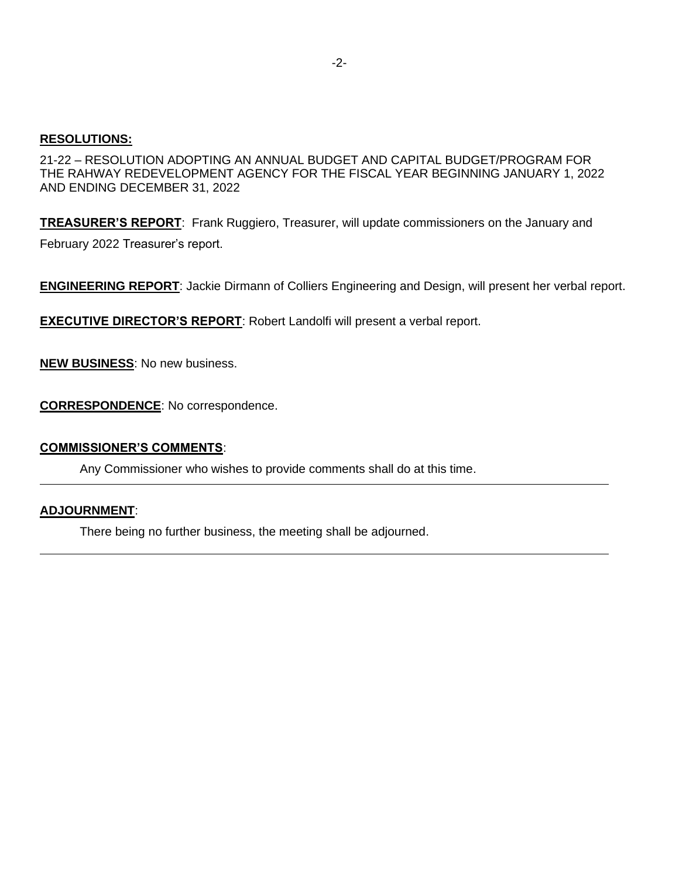**RESOLUTIONS:**

21-22 – RESOLUTION ADOPTING AN ANNUAL BUDGET AND CAPITAL BUDGET/PROGRAM FOR THE RAHWAY REDEVELOPMENT AGENCY FOR THE FISCAL YEAR BEGINNING JANUARY 1, 2022 AND ENDING DECEMBER 31, 2022

**TREASURER'S REPORT**: Frank Ruggiero, Treasurer, will update commissioners on the January and February 2022 Treasurer's report.

**ENGINEERING REPORT**: Jackie Dirmann of Colliers Engineering and Design, will present her verbal report.

**EXECUTIVE DIRECTOR'S REPORT**: Robert Landolfi will present a verbal report.

**NEW BUSINESS**: No new business.

**CORRESPONDENCE**: No correspondence.

**COMMISSIONER'S COMMENTS**:

Any Commissioner who wishes to provide comments shall do at this time.

---

**ADJOURNMENT**:

There being no further business, the meeting shall be adjourned.

---